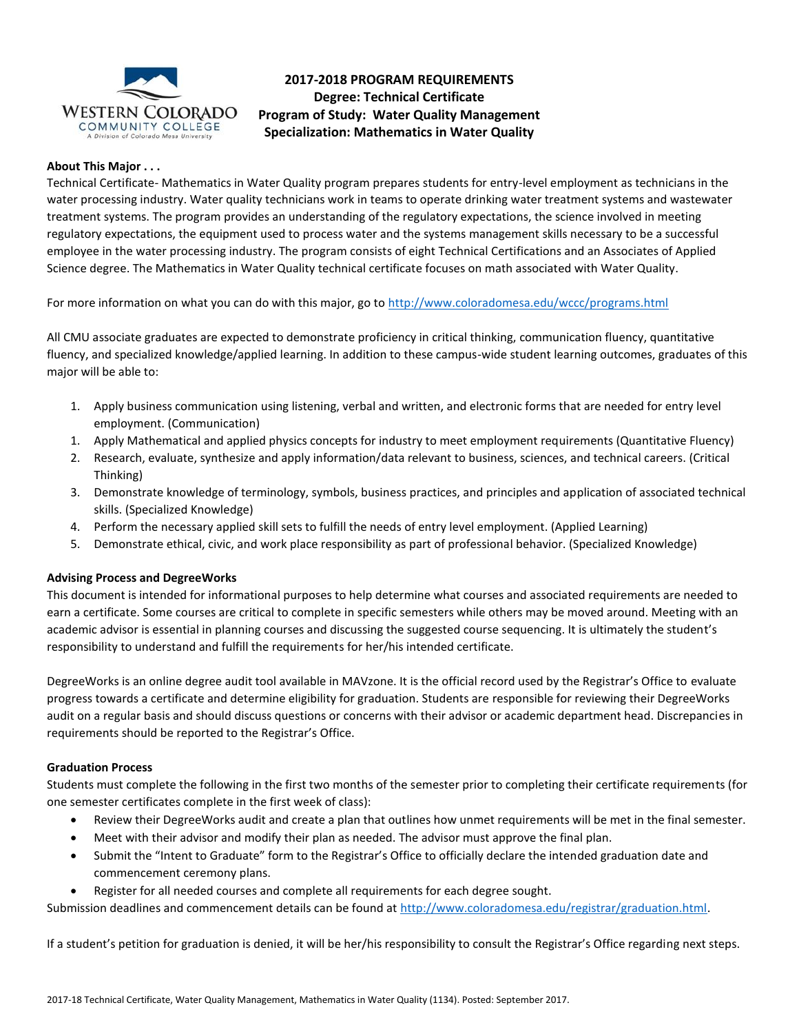# 2017-2018 PROGRAM REQUIREMENTS
## Degree: Technical Certificate
## Program of Study: Water Quality Management
## Specialization: Mathematics in Water Quality

**About This Major . . .**

Technical Certificate- Mathematics in Water Quality program prepares students for entry-level employment as technicians in the water processing industry. Water quality technicians work in teams to operate drinking water treatment systems and wastewater treatment systems. The program provides an understanding of the regulatory expectations, the science involved in meeting regulatory expectations, the equipment used to process water and the systems management skills necessary to be a successful employee in the water processing industry. The program consists of eight Technical Certifications and an Associates of Applied Science degree. The Mathematics in Water Quality technical certificate focuses on math associated with Water Quality.

For more information on what you can do with this major, go to http://www.coloradomesa.edu/wccc/programs.html

All CMU associate graduates are expected to demonstrate proficiency in critical thinking, communication fluency, quantitative fluency, and specialized knowledge/applied learning. In addition to these campus-wide student learning outcomes, graduates of this major will be able to:

1. Apply business communication using listening, verbal and written, and electronic forms that are needed for entry level employment. (Communication)
1. Apply Mathematical and applied physics concepts for industry to meet employment requirements (Quantitative Fluency)
2. Research, evaluate, synthesize and apply information/data relevant to business, sciences, and technical careers. (Critical Thinking)
3. Demonstrate knowledge of terminology, symbols, business practices, and principles and application of associated technical skills. (Specialized Knowledge)
4. Perform the necessary applied skill sets to fulfill the needs of entry level employment. (Applied Learning)
5. Demonstrate ethical, civic, and work place responsibility as part of professional behavior. (Specialized Knowledge)

**Advising Process and DegreeWorks**

This document is intended for informational purposes to help determine what courses and associated requirements are needed to earn a certificate. Some courses are critical to complete in specific semesters while others may be moved around. Meeting with an academic advisor is essential in planning courses and discussing the suggested course sequencing. It is ultimately the student's responsibility to understand and fulfill the requirements for her/his intended certificate.

DegreeWorks is an online degree audit tool available in MAVzone. It is the official record used by the Registrar's Office to evaluate progress towards a certificate and determine eligibility for graduation. Students are responsible for reviewing their DegreeWorks audit on a regular basis and should discuss questions or concerns with their advisor or academic department head. Discrepancies in requirements should be reported to the Registrar's Office.

**Graduation Process**

Students must complete the following in the first two months of the semester prior to completing their certificate requirements (for one semester certificates complete in the first week of class):

- Review their DegreeWorks audit and create a plan that outlines how unmet requirements will be met in the final semester.
- Meet with their advisor and modify their plan as needed. The advisor must approve the final plan.
- Submit the "Intent to Graduate" form to the Registrar's Office to officially declare the intended graduation date and commencement ceremony plans.
- Register for all needed courses and complete all requirements for each degree sought.

Submission deadlines and commencement details can be found at http://www.coloradomesa.edu/registrar/graduation.html.

If a student's petition for graduation is denied, it will be her/his responsibility to consult the Registrar's Office regarding next steps.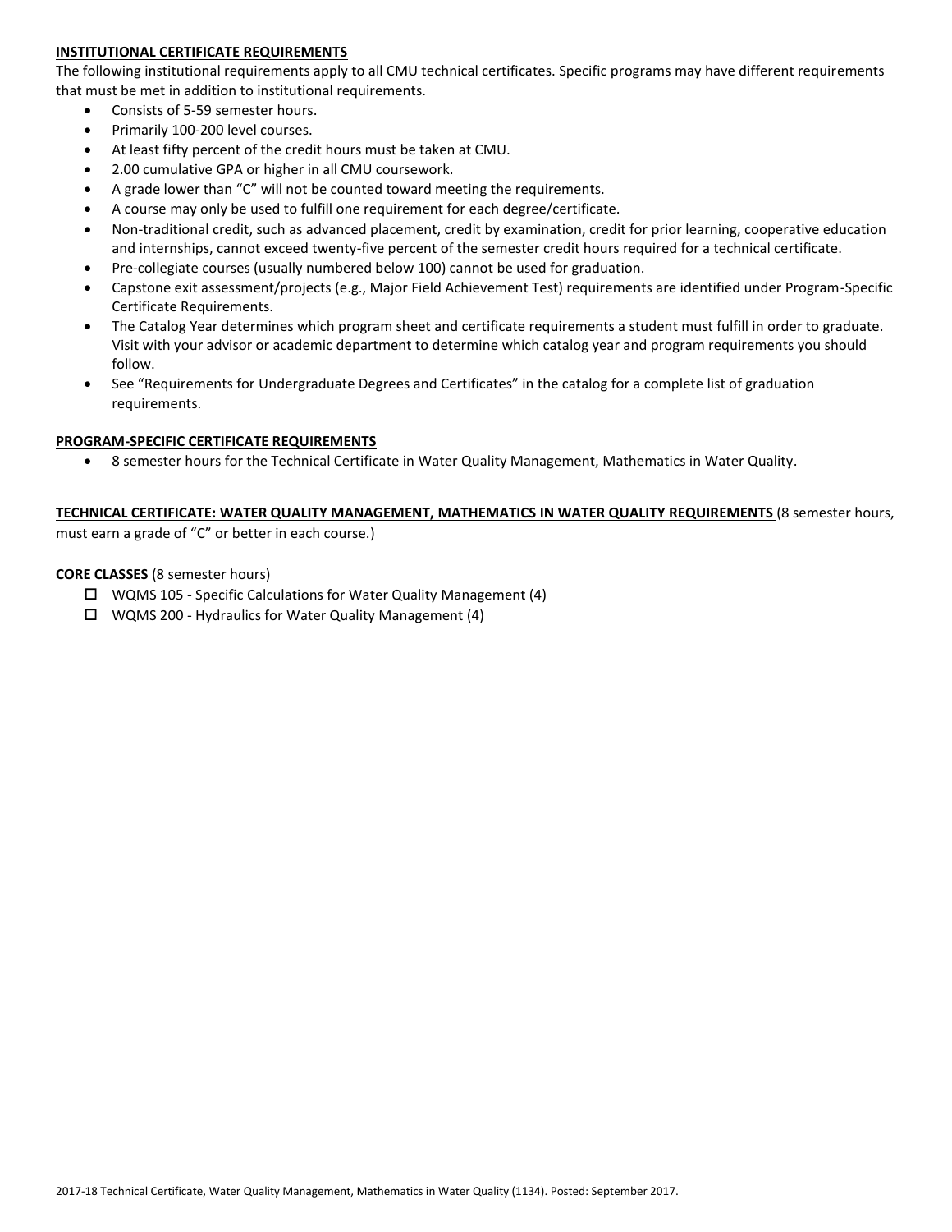**INSTITUTIONAL CERTIFICATE REQUIREMENTS**

The following institutional requirements apply to all CMU technical certificates. Specific programs may have different requirements that must be met in addition to institutional requirements.

- Consists of 5-59 semester hours.
- Primarily 100-200 level courses.
- At least fifty percent of the credit hours must be taken at CMU.
- 2.00 cumulative GPA or higher in all CMU coursework.
- A grade lower than "C" will not be counted toward meeting the requirements.
- A course may only be used to fulfill one requirement for each degree/certificate.
- Non-traditional credit, such as advanced placement, credit by examination, credit for prior learning, cooperative education and internships, cannot exceed twenty-five percent of the semester credit hours required for a technical certificate.
- Pre-collegiate courses (usually numbered below 100) cannot be used for graduation.
- Capstone exit assessment/projects (e.g., Major Field Achievement Test) requirements are identified under Program-Specific Certificate Requirements.
- The Catalog Year determines which program sheet and certificate requirements a student must fulfill in order to graduate. Visit with your advisor or academic department to determine which catalog year and program requirements you should follow.
- See "Requirements for Undergraduate Degrees and Certificates" in the catalog for a complete list of graduation requirements.

**PROGRAM-SPECIFIC CERTIFICATE REQUIREMENTS**

- 8 semester hours for the Technical Certificate in Water Quality Management, Mathematics in Water Quality.

**TECHNICAL CERTIFICATE: WATER QUALITY MANAGEMENT, MATHEMATICS IN WATER QUALITY REQUIREMENTS** (8 semester hours, must earn a grade of "C" or better in each course.)

**CORE CLASSES** (8 semester hours)

- ☐ WQMS 105 - Specific Calculations for Water Quality Management (4)
- ☐ WQMS 200 - Hydraulics for Water Quality Management (4)

2017-18 Technical Certificate, Water Quality Management, Mathematics in Water Quality (1134). Posted: September 2017.